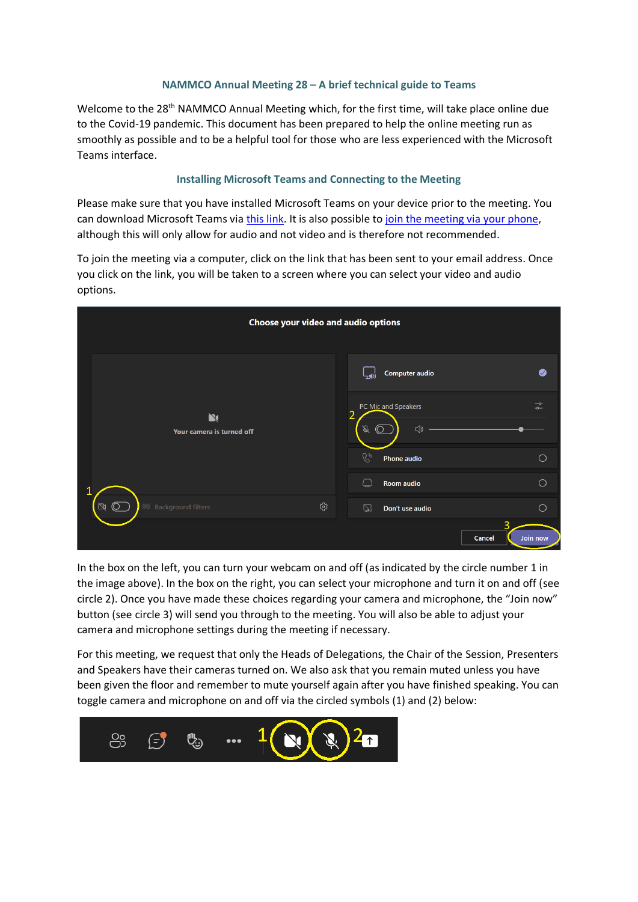## NAMMCO Annual Meeting 28 – A brief technical guide to Teams

Welcome to the 28th NAMMCO Annual Meeting which, for the first time, will take place online due to the Covid-19 pandemic. This document has been prepared to help the online meeting run as smoothly as possible and to be a helpful tool for those who are less experienced with the Microsoft Teams interface.

### Installing Microsoft Teams and Connecting to the Meeting

Please make sure that you have installed Microsoft Teams on your device prior to the meeting. You can download Microsoft Teams via this link. It is also possible to join the meeting via your phone, although this will only allow for audio and not video and is therefore not recommended.

To join the meeting via a computer, click on the link that has been sent to your email address. Once you click on the link, you will be taken to a screen where you can select your video and audio options.

In the box on the left, you can turn your webcam on and off (as indicated by the circle number 1 in the image above). In the box on the right, you can select your microphone and turn it on and off (see circle 2). Once you have made these choices regarding your camera and microphone, the "Join now" button (see circle 3) will send you through to the meeting. You will also be able to adjust your camera and microphone settings during the meeting if necessary.

For this meeting, we request that only the Heads of Delegations, the Chair of the Session, Presenters and Speakers have their cameras turned on. We also ask that you remain muted unless you have been given the floor and remember to mute yourself again after you have finished speaking. You can toggle camera and microphone on and off via the circled symbols (1) and (2) below: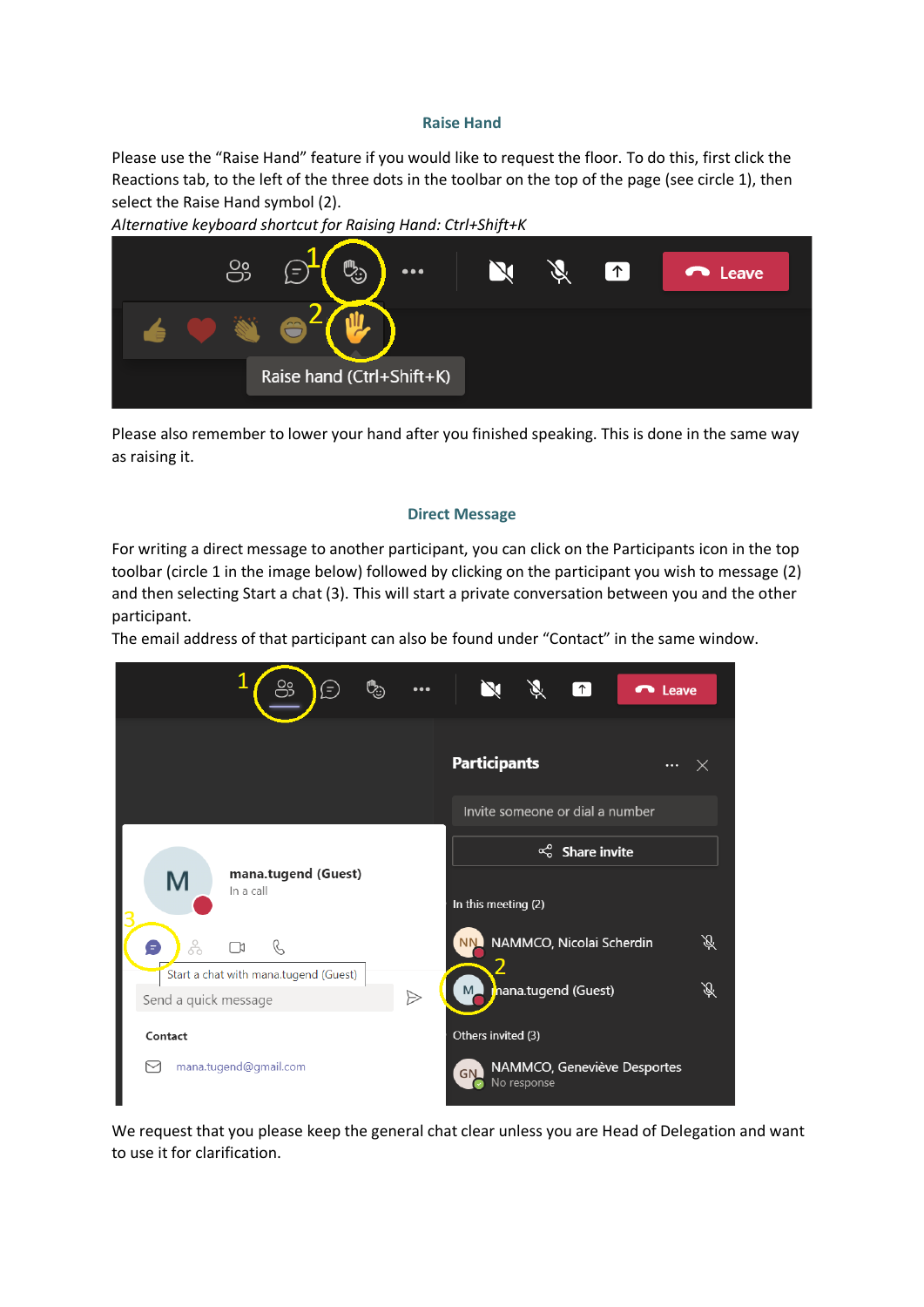## Raise Hand

Please use the "Raise Hand" feature if you would like to request the floor. To do this, first click the Reactions tab, to the left of the three dots in the toolbar on the top of the page (see circle 1), then select the Raise Hand symbol (2).
*Alternative keyboard shortcut for Raising Hand: Ctrl+Shift+K*

Please also remember to lower your hand after you finished speaking. This is done in the same way as raising it.

## Direct Message

For writing a direct message to another participant, you can click on the Participants icon in the top toolbar (circle 1 in the image below) followed by clicking on the participant you wish to message (2) and then selecting Start a chat (3). This will start a private conversation between you and the other participant.
The email address of that participant can also be found under "Contact" in the same window.

We request that you please keep the general chat clear unless you are Head of Delegation and want to use it for clarification.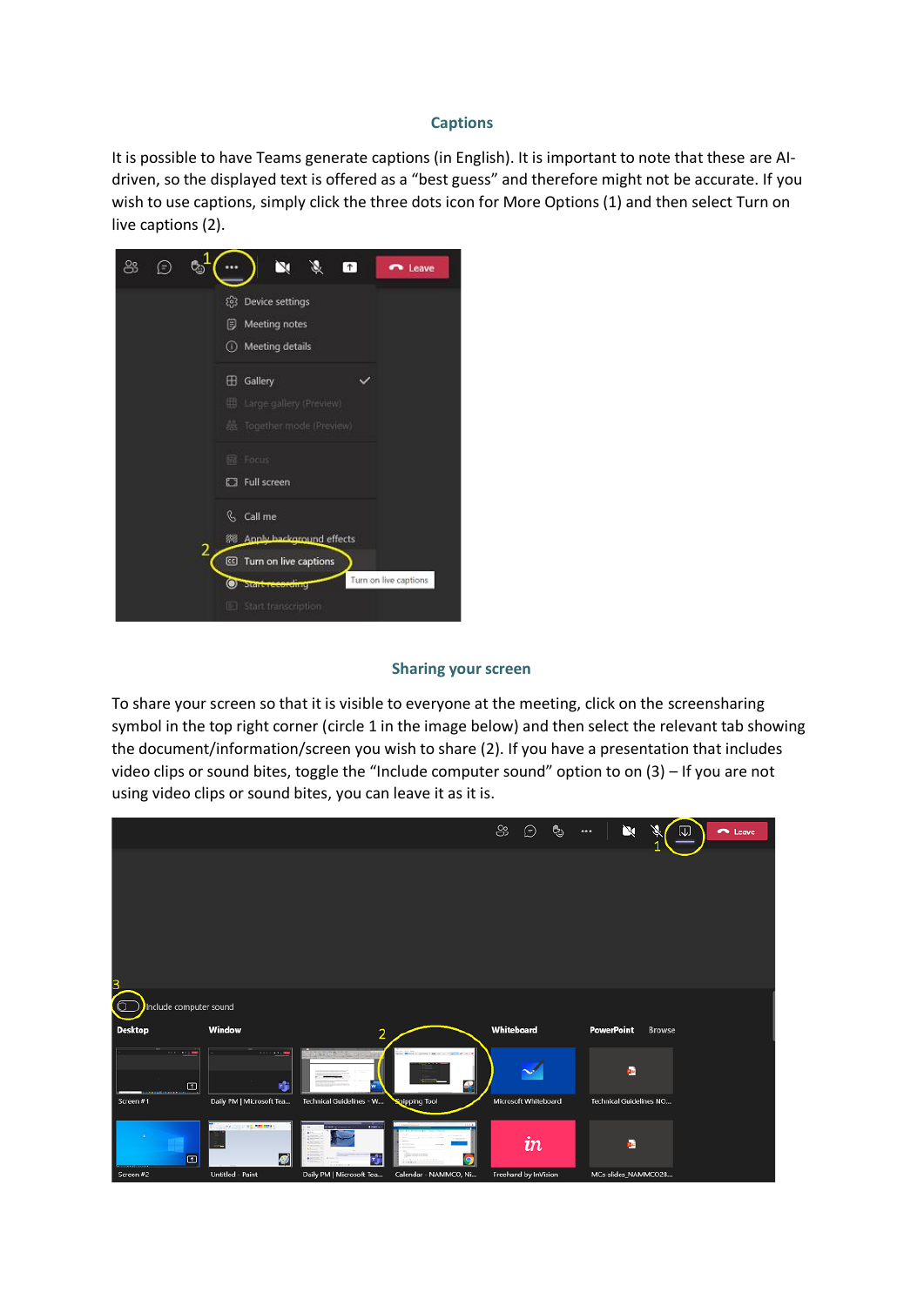## Captions

It is possible to have Teams generate captions (in English). It is important to note that these are AI-driven, so the displayed text is offered as a "best guess" and therefore might not be accurate. If you wish to use captions, simply click the three dots icon for More Options (1) and then select Turn on live captions (2).

## Sharing your screen

To share your screen so that it is visible to everyone at the meeting, click on the screensharing symbol in the top right corner (circle 1 in the image below) and then select the relevant tab showing the document/information/screen you wish to share (2). If you have a presentation that includes video clips or sound bites, toggle the "Include computer sound" option to on (3) – If you are not using video clips or sound bites, you can leave it as it is.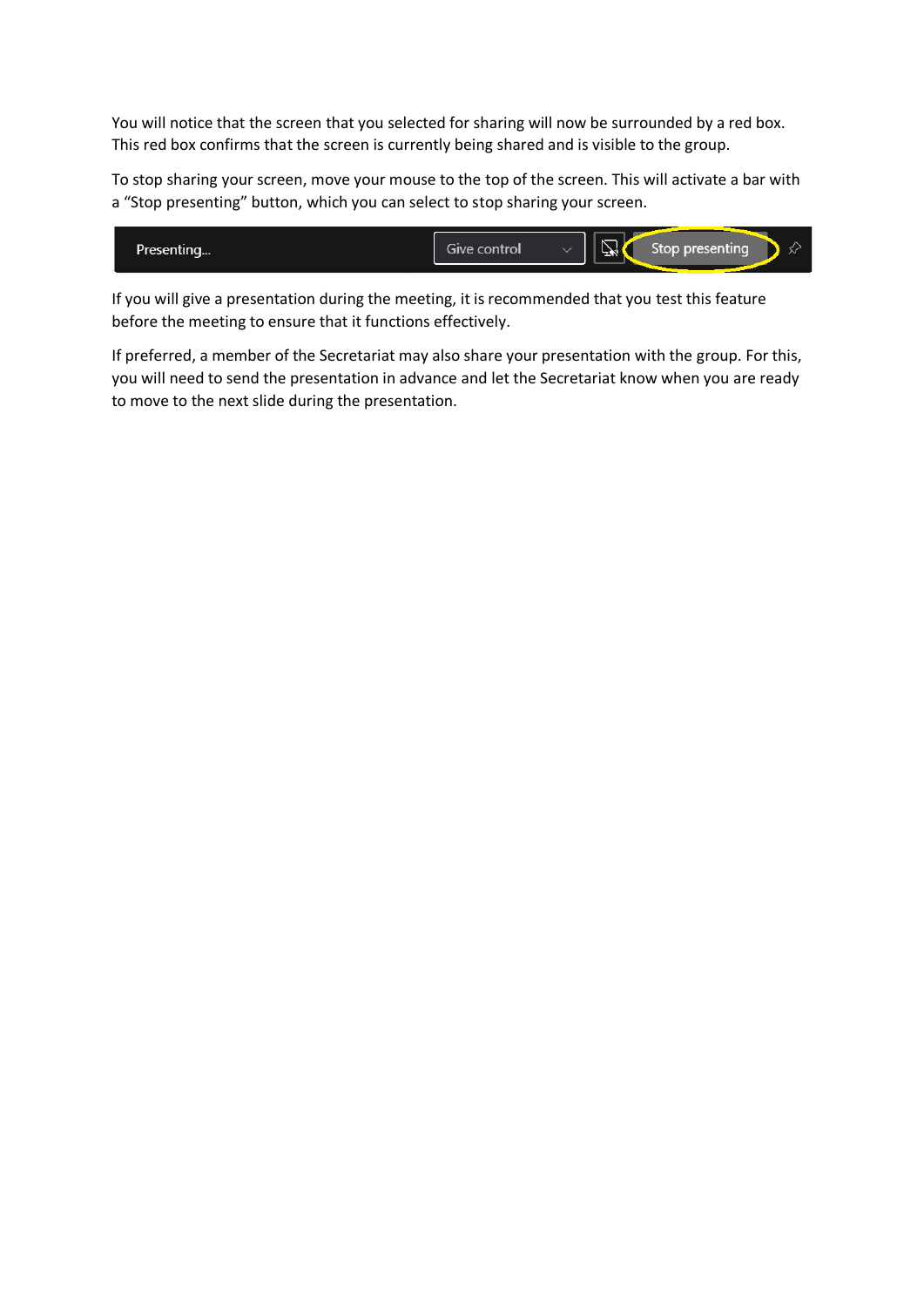You will notice that the screen that you selected for sharing will now be surrounded by a red box. This red box confirms that the screen is currently being shared and is visible to the group.

To stop sharing your screen, move your mouse to the top of the screen. This will activate a bar with a "Stop presenting" button, which you can select to stop sharing your screen.

Presenting... Give control Stop presenting

If you will give a presentation during the meeting, it is recommended that you test this feature before the meeting to ensure that it functions effectively.

If preferred, a member of the Secretariat may also share your presentation with the group. For this, you will need to send the presentation in advance and let the Secretariat know when you are ready to move to the next slide during the presentation.